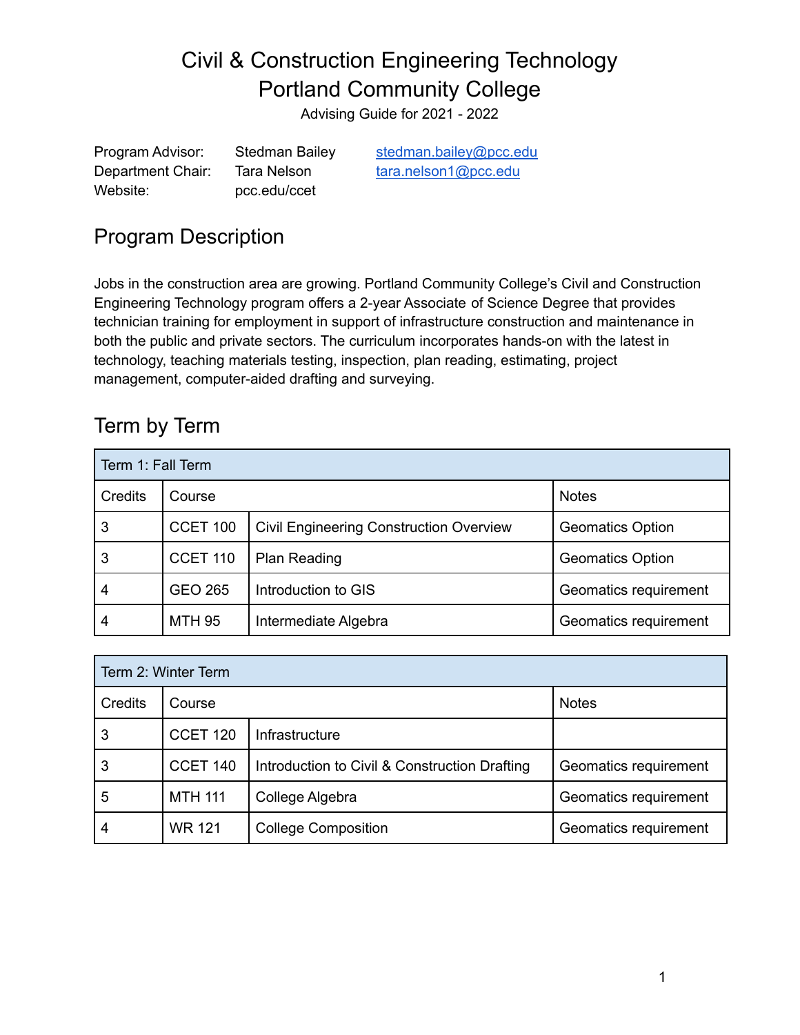# Civil & Construction Engineering Technology
# Portland Community College

Advising Guide for 2021 - 2022

| | | |
|---|---|---|
| Program Advisor: | Stedman Bailey | stedman.bailey@pcc.edu |
| Department Chair: | Tara Nelson | tara.nelson1@pcc.edu |
| Website: | pcc.edu/ccet | |

## Program Description

Jobs in the construction area are growing. Portland Community College's Civil and Construction Engineering Technology program offers a 2-year Associate of Science Degree that provides technician training for employment in support of infrastructure construction and maintenance in both the public and private sectors. The curriculum incorporates hands-on with the latest in technology, teaching materials testing, inspection, plan reading, estimating, project management, computer-aided drafting and surveying.

## Term by Term

| Term 1: Fall Term | | | |
|---|---|---|---|
| Credits | Course | | Notes |
| 3 | CCET 100 | Civil Engineering Construction Overview | Geomatics Option |
| 3 | CCET 110 | Plan Reading | Geomatics Option |
| 4 | GEO 265 | Introduction to GIS | Geomatics requirement |
| 4 | MTH 95 | Intermediate Algebra | Geomatics requirement |

| Term 2: Winter Term | | | |
|---|---|---|---|
| Credits | Course | | Notes |
| 3 | CCET 120 | Infrastructure | |
| 3 | CCET 140 | Introduction to Civil & Construction Drafting | Geomatics requirement |
| 5 | MTH 111 | College Algebra | Geomatics requirement |
| 4 | WR 121 | College Composition | Geomatics requirement |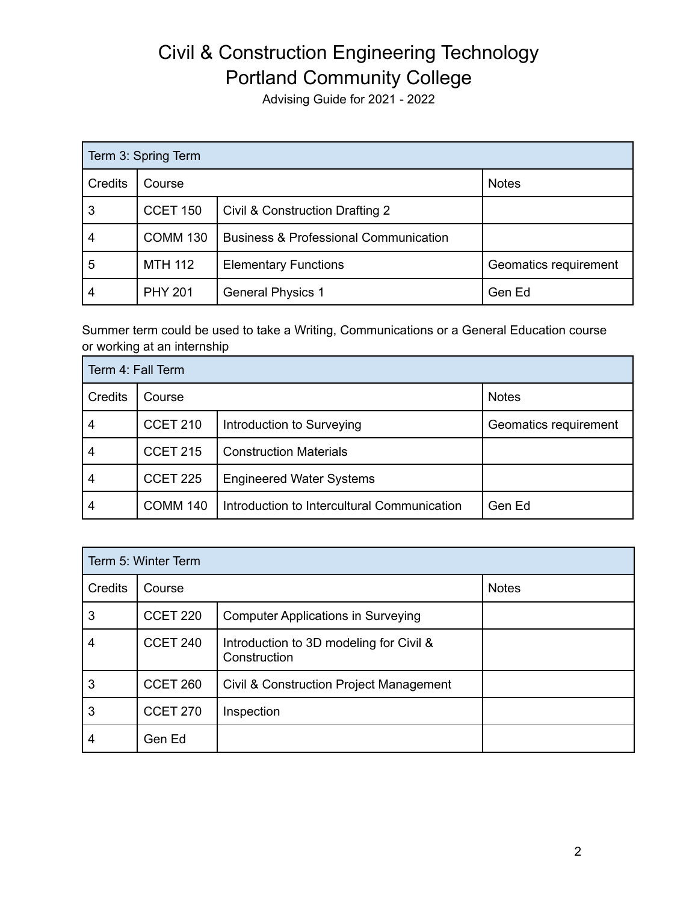# Civil & Construction Engineering Technology
# Portland Community College

Advising Guide for 2021 - 2022

| Term 3: Spring Term | | | |
|---|---|---|---|
| Credits | Course | | Notes |
| 3 | CCET 150 | Civil & Construction Drafting 2 | |
| 4 | COMM 130 | Business & Professional Communication | |
| 5 | MTH 112 | Elementary Functions | Geomatics requirement |
| 4 | PHY 201 | General Physics 1 | Gen Ed |

Summer term could be used to take a Writing, Communications or a General Education course or working at an internship

| Term 4: Fall Term | | | |
|---|---|---|---|
| Credits | Course | | Notes |
| 4 | CCET 210 | Introduction to Surveying | Geomatics requirement |
| 4 | CCET 215 | Construction Materials | |
| 4 | CCET 225 | Engineered Water Systems | |
| 4 | COMM 140 | Introduction to Intercultural Communication | Gen Ed |

| Term 5: Winter Term | | | |
|---|---|---|---|
| Credits | Course | | Notes |
| 3 | CCET 220 | Computer Applications in Surveying | |
| 4 | CCET 240 | Introduction to 3D modeling for Civil & Construction | |
| 3 | CCET 260 | Civil & Construction Project Management | |
| 3 | CCET 270 | Inspection | |
| 4 | Gen Ed | | |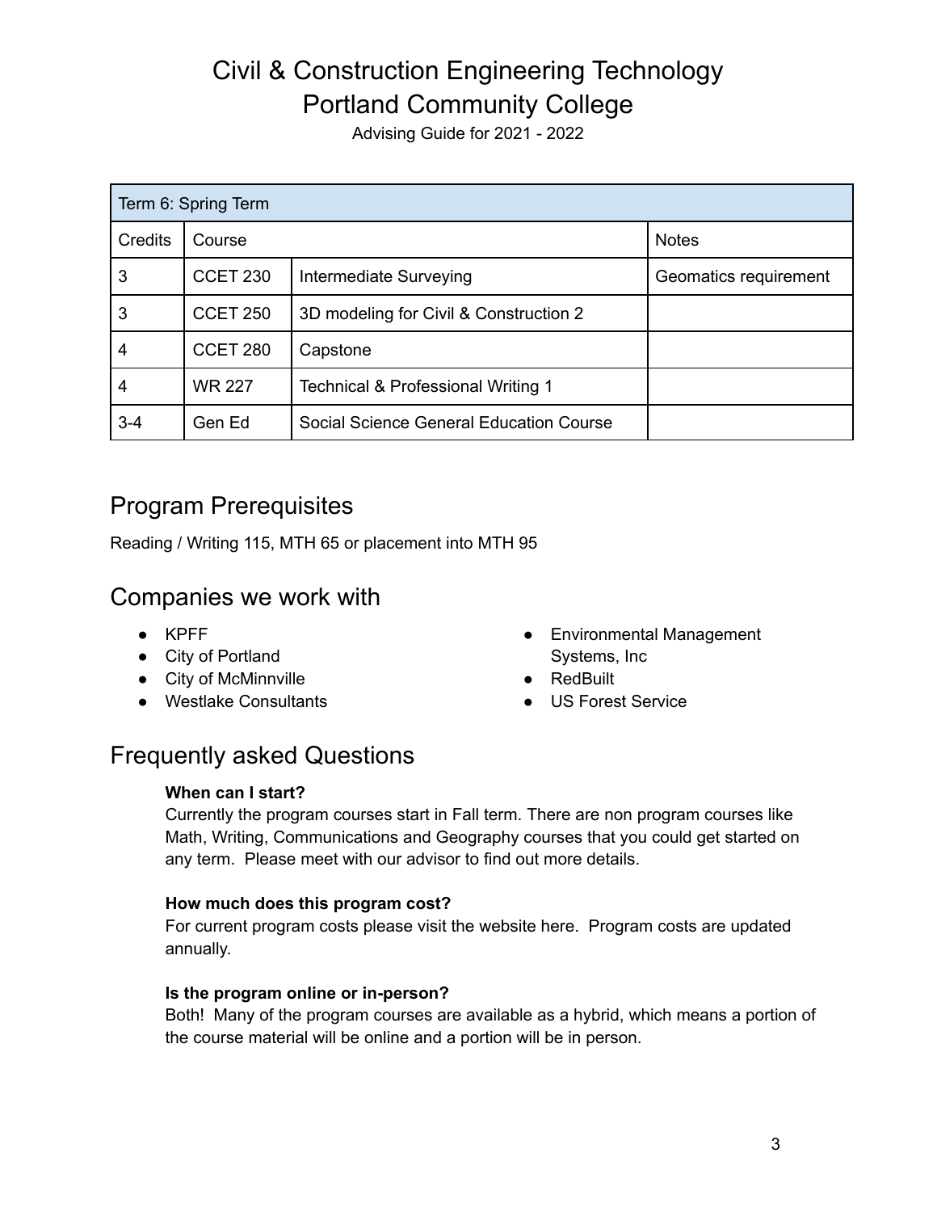# Civil & Construction Engineering Technology
# Portland Community College

Advising Guide for 2021 - 2022

| Term 6: Spring Term | | | |
|---|---|---|---|
| Credits | Course | | Notes |
| 3 | CCET 230 | Intermediate Surveying | Geomatics requirement |
| 3 | CCET 250 | 3D modeling for Civil & Construction 2 | |
| 4 | CCET 280 | Capstone | |
| 4 | WR 227 | Technical & Professional Writing 1 | |
| 3-4 | Gen Ed | Social Science General Education Course | |

## Program Prerequisites

Reading / Writing 115, MTH 65 or placement into MTH 95

## Companies we work with

- KPFF
- City of Portland
- City of McMinnville
- Westlake Consultants
- Environmental Management Systems, Inc
- RedBuilt
- US Forest Service

## Frequently asked Questions

**When can I start?**
Currently the program courses start in Fall term. There are non program courses like Math, Writing, Communications and Geography courses that you could get started on any term. Please meet with our advisor to find out more details.

**How much does this program cost?**
For current program costs please visit the website here. Program costs are updated annually.

**Is the program online or in-person?**
Both! Many of the program courses are available as a hybrid, which means a portion of the course material will be online and a portion will be in person.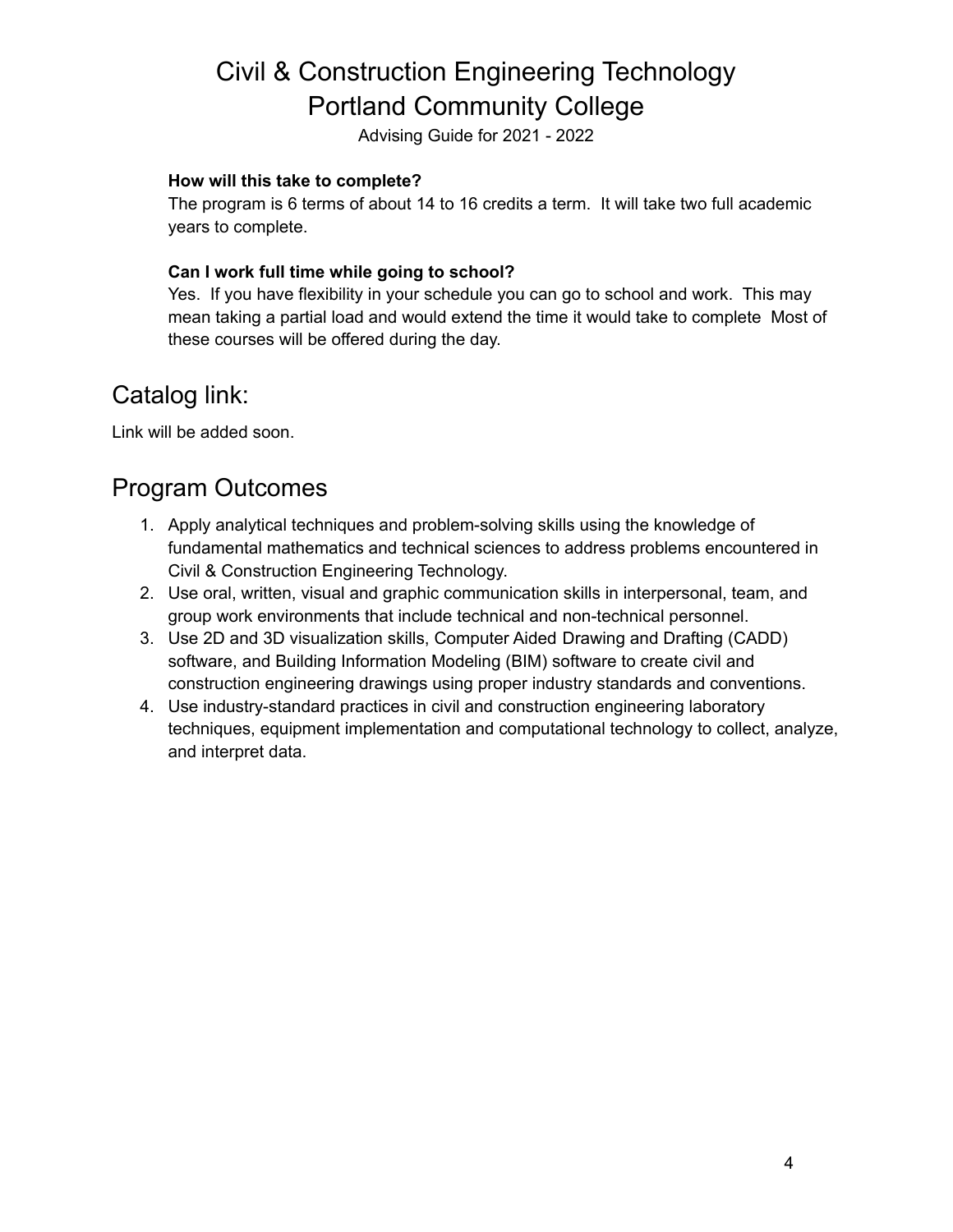**How will this take to complete?**

The program is 6 terms of about 14 to 16 credits a term. It will take two full academic years to complete.

**Can I work full time while going to school?**

Yes. If you have flexibility in your schedule you can go to school and work. This may mean taking a partial load and would extend the time it would take to complete Most of these courses will be offered during the day.

## Catalog link:

Link will be added soon.

## Program Outcomes

1. Apply analytical techniques and problem-solving skills using the knowledge of fundamental mathematics and technical sciences to address problems encountered in Civil & Construction Engineering Technology.
2. Use oral, written, visual and graphic communication skills in interpersonal, team, and group work environments that include technical and non-technical personnel.
3. Use 2D and 3D visualization skills, Computer Aided Drawing and Drafting (CADD) software, and Building Information Modeling (BIM) software to create civil and construction engineering drawings using proper industry standards and conventions.
4. Use industry-standard practices in civil and construction engineering laboratory techniques, equipment implementation and computational technology to collect, analyze, and interpret data.